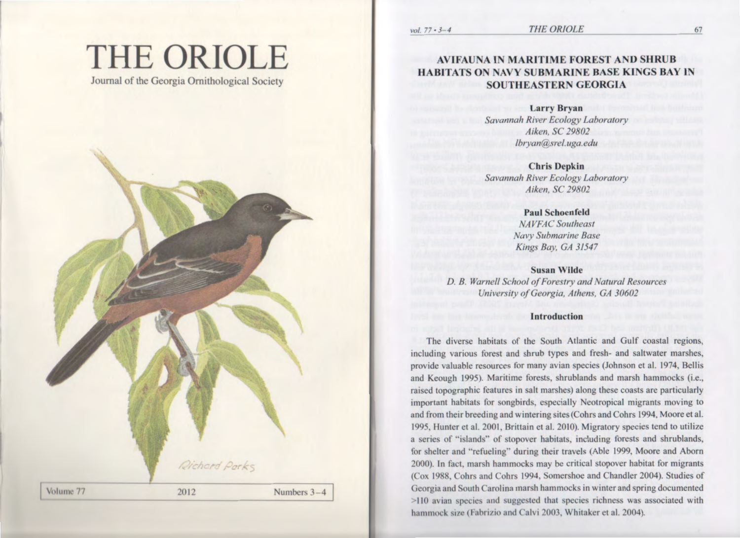# THE ORIOLE

Journal of the Georgia Ornithological Society

Richard Parks

Volume 77 | 2012 | Numbers 3–4

# AVIFAUNA IN MARITIME FOREST AND SHRUB HABITATS ON NAVY SUBMARINE BASE KINGS BAY IN SOUTHEASTERN GEORGIA

**Larry Bryan**
*Savannah River Ecology Laboratory*
*Aiken, SC 29802*
*lbryan@srel.uga.edu*

**Chris Depkin**
*Savannah River Ecology Laboratory*
*Aiken, SC 29802*

**Paul Schoenfeld**
*NAVFAC Southeast*
*Navy Submarine Base*
*Kings Bay, GA 31547*

**Susan Wilde**
*D. B. Warnell School of Forestry and Natural Resources*
*University of Georgia, Athens, GA 30602*

## Introduction

The diverse habitats of the South Atlantic and Gulf coastal regions, including various forest and shrub types and fresh- and saltwater marshes, provide valuable resources for many avian species (Johnson et al. 1974, Bellis and Keough 1995). Maritime forests, shrublands and marsh hammocks (i.e., raised topographic features in salt marshes) along these coasts are particularly important habitats for songbirds, especially Neotropical migrants moving to and from their breeding and wintering sites (Cohrs and Cohrs 1994, Moore et al. 1995, Hunter et al. 2001, Brittain et al. 2010). Migratory species tend to utilize a series of "islands" of stopover habitats, including forests and shrublands, for shelter and "refueling" during their travels (Able 1999, Moore and Aborn 2000). In fact, marsh hammocks may be critical stopover habitat for migrants (Cox 1988, Cohrs and Cohrs 1994, Somershoe and Chandler 2004). Studies of Georgia and South Carolina marsh hammocks in winter and spring documented >110 avian species and suggested that species richness was associated with hammock size (Fabrizio and Calvi 2003, Whitaker et al. 2004).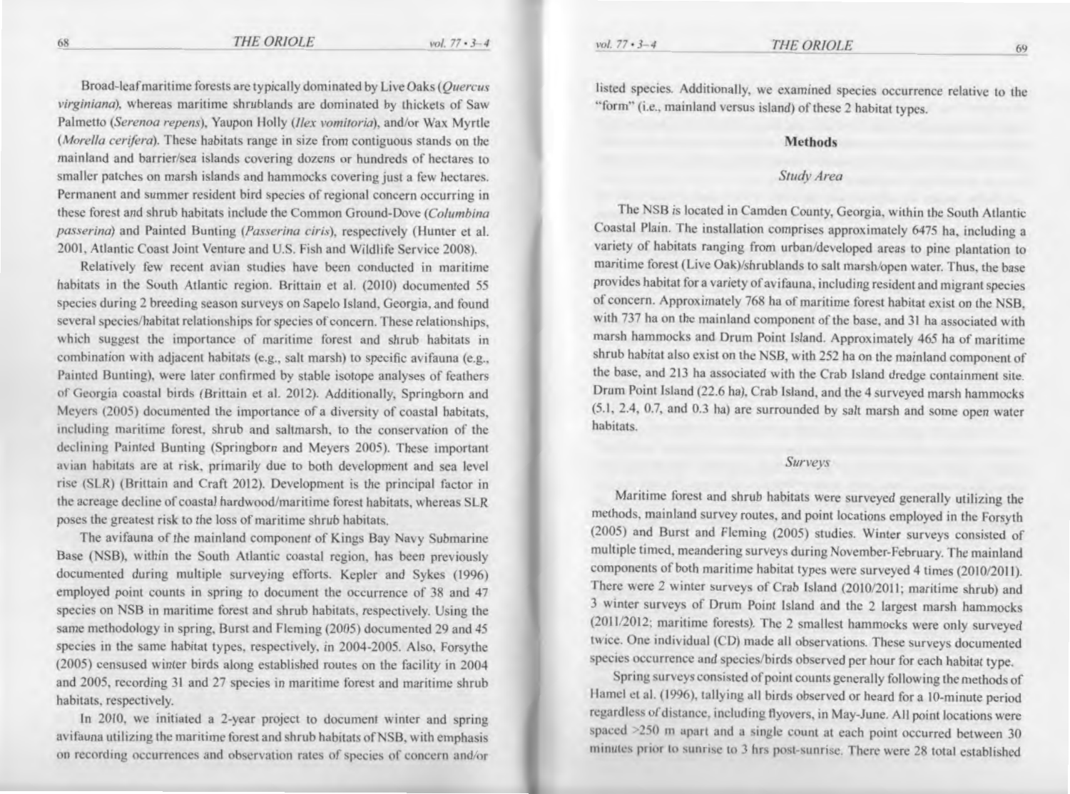Broad-leaf maritime forests are typically dominated by Live Oaks (*Quercus virginiana*), whereas maritime shrublands are dominated by thickets of Saw Palmetto (*Serenoa repens*), Yaupon Holly (*Ilex vomitoria*), and/or Wax Myrtle (*Morella cerifera*). These habitats range in size from contiguous stands on the mainland and barrier/sea islands covering dozens or hundreds of hectares to smaller patches on marsh islands and hammocks covering just a few hectares. Permanent and summer resident bird species of regional concern occurring in these forest and shrub habitats include the Common Ground-Dove (*Columbina passerina*) and Painted Bunting (*Passerina ciris*), respectively (Hunter et al. 2001, Atlantic Coast Joint Venture and U.S. Fish and Wildlife Service 2008).

Relatively few recent avian studies have been conducted in maritime habitats in the South Atlantic region. Brittain et al. (2010) documented 55 species during 2 breeding season surveys on Sapelo Island, Georgia, and found several species/habitat relationships for species of concern. These relationships, which suggest the importance of maritime forest and shrub habitats in combination with adjacent habitats (e.g., salt marsh) to specific avifauna (e.g., Painted Bunting), were later confirmed by stable isotope analyses of feathers of Georgia coastal birds (Brittain et al. 2012). Additionally, Springborn and Meyers (2005) documented the importance of a diversity of coastal habitats, including maritime forest, shrub and saltmarsh, to the conservation of the declining Painted Bunting (Springborn and Meyers 2005). These important avian habitats are at risk, primarily due to both development and sea level rise (SLR) (Brittain and Craft 2012). Development is the principal factor in the acreage decline of coastal hardwood/maritime forest habitats, whereas SLR poses the greatest risk to the loss of maritime shrub habitats.

The avifauna of the mainland component of Kings Bay Navy Submarine Base (NSB), within the South Atlantic coastal region, has been previously documented during multiple surveying efforts. Kepler and Sykes (1996) employed point counts in spring to document the occurrence of 38 and 47 species on NSB in maritime forest and shrub habitats, respectively. Using the same methodology in spring, Burst and Fleming (2005) documented 29 and 45 species in the same habitat types, respectively, in 2004-2005. Also, Forsythe (2005) censused winter birds along established routes on the facility in 2004 and 2005, recording 31 and 27 species in maritime forest and maritime shrub habitats, respectively.

In 2010, we initiated a 2-year project to document winter and spring avifauna utilizing the maritime forest and shrub habitats of NSB, with emphasis on recording occurrences and observation rates of species of concern and/or listed species. Additionally, we examined species occurrence relative to the "form" (i.e., mainland versus island) of these 2 habitat types.

## Methods

### *Study Area*

The NSB is located in Camden County, Georgia, within the South Atlantic Coastal Plain. The installation comprises approximately 6475 ha, including a variety of habitats ranging from urban/developed areas to pine plantation to maritime forest (Live Oak)/shrublands to salt marsh/open water. Thus, the base provides habitat for a variety of avifauna, including resident and migrant species of concern. Approximately 768 ha of maritime forest habitat exist on the NSB, with 737 ha on the mainland component of the base, and 31 ha associated with marsh hammocks and Drum Point Island. Approximately 465 ha of maritime shrub habitat also exist on the NSB, with 252 ha on the mainland component of the base, and 213 ha associated with the Crab Island dredge containment site. Drum Point Island (22.6 ha), Crab Island, and the 4 surveyed marsh hammocks (5.1, 2.4, 0.7, and 0.3 ha) are surrounded by salt marsh and some open water habitats.

### *Surveys*

Maritime forest and shrub habitats were surveyed generally utilizing the methods, mainland survey routes, and point locations employed in the Forsyth (2005) and Burst and Fleming (2005) studies. Winter surveys consisted of multiple timed, meandering surveys during November-February. The mainland components of both maritime habitat types were surveyed 4 times (2010/2011). There were 2 winter surveys of Crab Island (2010/2011; maritime shrub) and 3 winter surveys of Drum Point Island and the 2 largest marsh hammocks (2011/2012; maritime forests). The 2 smallest hammocks were only surveyed twice. One individual (CD) made all observations. These surveys documented species occurrence and species/birds observed per hour for each habitat type.

Spring surveys consisted of point counts generally following the methods of Hamel et al. (1996), tallying all birds observed or heard for a 10-minute period regardless of distance, including flyovers, in May-June. All point locations were spaced >250 m apart and a single count at each point occurred between 30 minutes prior to sunrise to 3 hrs post-sunrise. There were 28 total established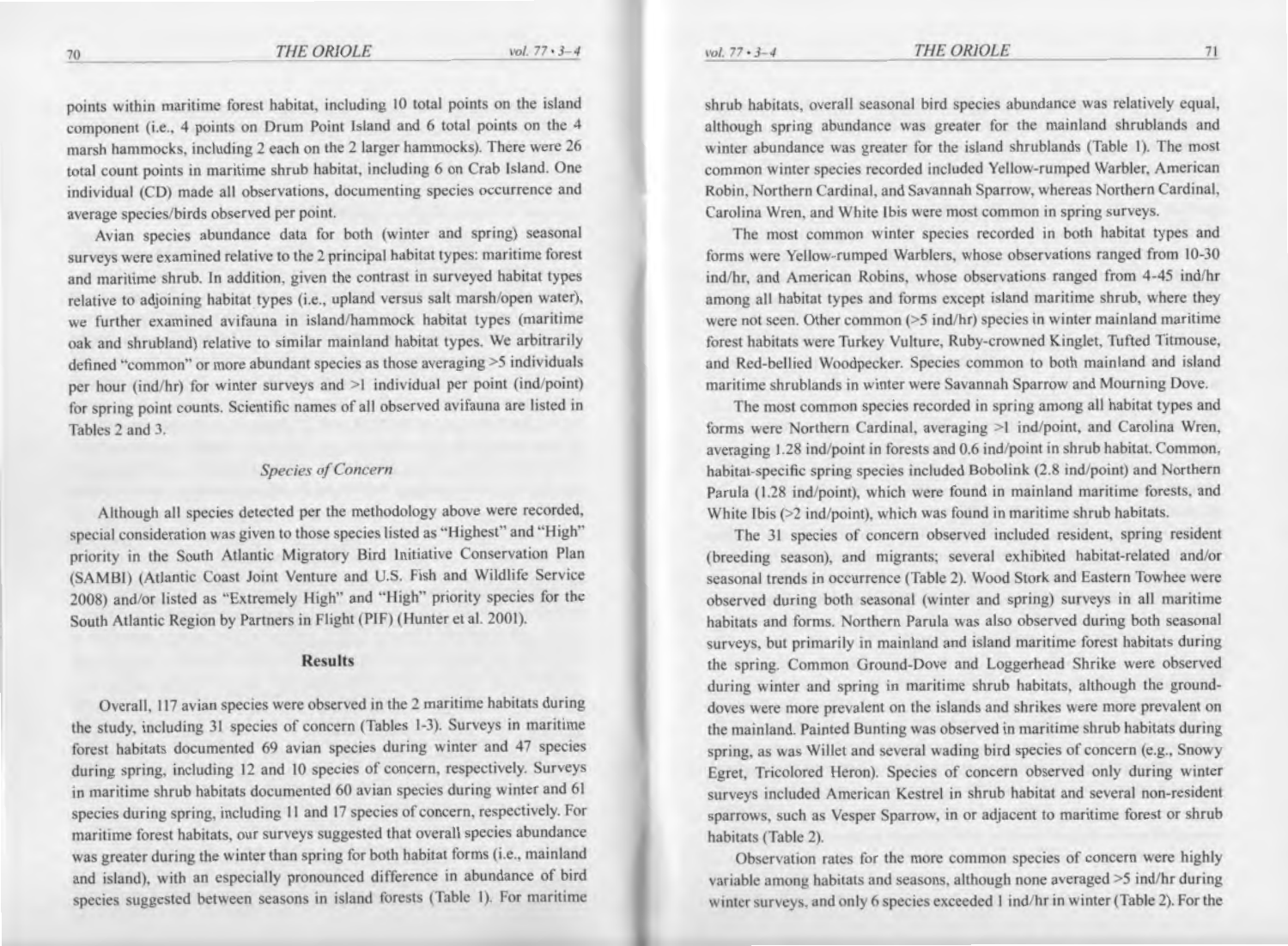points within maritime forest habitat, including 10 total points on the island component (i.e., 4 points on Drum Point Island and 6 total points on the 4 marsh hammocks, including 2 each on the 2 larger hammocks). There were 26 total count points in maritime shrub habitat, including 6 on Crab Island. One individual (CD) made all observations, documenting species occurrence and average species/birds observed per point.

Avian species abundance data for both (winter and spring) seasonal surveys were examined relative to the 2 principal habitat types: maritime forest and maritime shrub. In addition, given the contrast in surveyed habitat types relative to adjoining habitat types (i.e., upland versus salt marsh/open water), we further examined avifauna in island/hammock habitat types (maritime oak and shrubland) relative to similar mainland habitat types. We arbitrarily defined "common" or more abundant species as those averaging >5 individuals per hour (ind/hr) for winter surveys and >1 individual per point (ind/point) for spring point counts. Scientific names of all observed avifauna are listed in Tables 2 and 3.

### *Species of Concern*

Although all species detected per the methodology above were recorded, special consideration was given to those species listed as "Highest" and "High" priority in the South Atlantic Migratory Bird Initiative Conservation Plan (SAMBI) (Atlantic Coast Joint Venture and U.S. Fish and Wildlife Service 2008) and/or listed as "Extremely High" and "High" priority species for the South Atlantic Region by Partners in Flight (PIF) (Hunter et al. 2001).

## Results

Overall, 117 avian species were observed in the 2 maritime habitats during the study, including 31 species of concern (Tables 1-3). Surveys in maritime forest habitats documented 69 avian species during winter and 47 species during spring, including 12 and 10 species of concern, respectively. Surveys in maritime shrub habitats documented 60 avian species during winter and 61 species during spring, including 11 and 17 species of concern, respectively. For maritime forest habitats, our surveys suggested that overall species abundance was greater during the winter than spring for both habitat forms (i.e., mainland and island), with an especially pronounced difference in abundance of bird species suggested between seasons in island forests (Table 1). For maritime shrub habitats, overall seasonal bird species abundance was relatively equal, although spring abundance was greater for the mainland shrublands and winter abundance was greater for the island shrublands (Table 1). The most common winter species recorded included Yellow-rumped Warbler, American Robin, Northern Cardinal, and Savannah Sparrow, whereas Northern Cardinal, Carolina Wren, and White Ibis were most common in spring surveys.

The most common winter species recorded in both habitat types and forms were Yellow-rumped Warblers, whose observations ranged from 10-30 ind/hr, and American Robins, whose observations ranged from 4-45 ind/hr among all habitat types and forms except island maritime shrub, where they were not seen. Other common (>5 ind/hr) species in winter mainland maritime forest habitats were Turkey Vulture, Ruby-crowned Kinglet, Tufted Titmouse, and Red-bellied Woodpecker. Species common to both mainland and island maritime shrublands in winter were Savannah Sparrow and Mourning Dove.

The most common species recorded in spring among all habitat types and forms were Northern Cardinal, averaging >1 ind/point, and Carolina Wren, averaging 1.28 ind/point in forests and 0.6 ind/point in shrub habitat. Common, habitat-specific spring species included Bobolink (2.8 ind/point) and Northern Parula (1.28 ind/point), which were found in mainland maritime forests, and White Ibis (>2 ind/point), which was found in maritime shrub habitats.

The 31 species of concern observed included resident, spring resident (breeding season), and migrants; several exhibited habitat-related and/or seasonal trends in occurrence (Table 2). Wood Stork and Eastern Towhee were observed during both seasonal (winter and spring) surveys in all maritime habitats and forms. Northern Parula was also observed during both seasonal surveys, but primarily in mainland and island maritime forest habitats during the spring. Common Ground-Dove and Loggerhead Shrike were observed during winter and spring in maritime shrub habitats, although the ground-doves were more prevalent on the islands and shrikes were more prevalent on the mainland. Painted Bunting was observed in maritime shrub habitats during spring, as was Willet and several wading bird species of concern (e.g., Snowy Egret, Tricolored Heron). Species of concern observed only during winter surveys included American Kestrel in shrub habitat and several non-resident sparrows, such as Vesper Sparrow, in or adjacent to maritime forest or shrub habitats (Table 2).

Observation rates for the more common species of concern were highly variable among habitats and seasons, although none averaged >5 ind/hr during winter surveys, and only 6 species exceeded 1 ind/hr in winter (Table 2). For the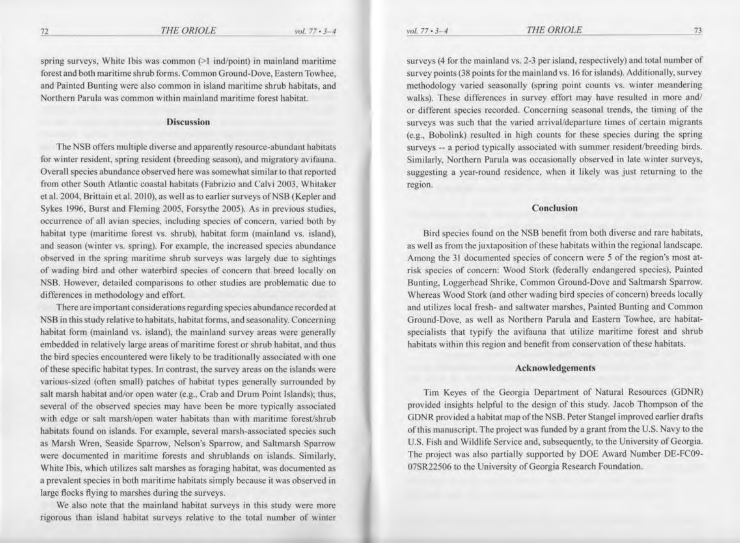spring surveys, White Ibis was common (>1 ind/point) in mainland maritime forest and both maritime shrub forms. Common Ground-Dove, Eastern Towhee, and Painted Bunting were also common in island maritime shrub habitats, and Northern Parula was common within mainland maritime forest habitat.

## Discussion

The NSB offers multiple diverse and apparently resource-abundant habitats for winter resident, spring resident (breeding season), and migratory avifauna. Overall species abundance observed here was somewhat similar to that reported from other South Atlantic coastal habitats (Fabrizio and Calvi 2003, Whitaker et al. 2004, Brittain et al. 2010), as well as to earlier surveys of NSB (Kepler and Sykes 1996, Burst and Fleming 2005, Forsythe 2005). As in previous studies, occurrence of all avian species, including species of concern, varied both by habitat type (maritime forest vs. shrub), habitat form (mainland vs. island), and season (winter vs. spring). For example, the increased species abundance observed in the spring maritime shrub surveys was largely due to sightings of wading bird and other waterbird species of concern that breed locally on NSB. However, detailed comparisons to other studies are problematic due to differences in methodology and effort.

There are important considerations regarding species abundance recorded at NSB in this study relative to habitats, habitat forms, and seasonality. Concerning habitat form (mainland vs. island), the mainland survey areas were generally embedded in relatively large areas of maritime forest or shrub habitat, and thus the bird species encountered were likely to be traditionally associated with one of these specific habitat types. In contrast, the survey areas on the islands were various-sized (often small) patches of habitat types generally surrounded by salt marsh habitat and/or open water (e.g., Crab and Drum Point Islands); thus, several of the observed species may have been be more typically associated with edge or salt marsh/open water habitats than with maritime forest/shrub habitats found on islands. For example, several marsh-associated species such as Marsh Wren, Seaside Sparrow, Nelson's Sparrow, and Saltmarsh Sparrow were documented in maritime forests and shrublands on islands. Similarly, White Ibis, which utilizes salt marshes as foraging habitat, was documented as a prevalent species in both maritime habitats simply because it was observed in large flocks flying to marshes during the surveys.

We also note that the mainland habitat surveys in this study were more rigorous than island habitat surveys relative to the total number of winter surveys (4 for the mainland vs. 2-3 per island, respectively) and total number of survey points (38 points for the mainland vs. 16 for islands). Additionally, survey methodology varied seasonally (spring point counts vs. winter meandering walks). These differences in survey effort may have resulted in more and/or different species recorded. Concerning seasonal trends, the timing of the surveys was such that the varied arrival/departure times of certain migrants (e.g., Bobolink) resulted in high counts for these species during the spring surveys -- a period typically associated with summer resident/breeding birds. Similarly, Northern Parula was occasionally observed in late winter surveys, suggesting a year-round residence, when it likely was just returning to the region.

## Conclusion

Bird species found on the NSB benefit from both diverse and rare habitats, as well as from the juxtaposition of these habitats within the regional landscape. Among the 31 documented species of concern were 5 of the region's most at-risk species of concern: Wood Stork (federally endangered species), Painted Bunting, Loggerhead Shrike, Common Ground-Dove and Saltmarsh Sparrow. Whereas Wood Stork (and other wading bird species of concern) breeds locally and utilizes local fresh- and saltwater marshes, Painted Bunting and Common Ground-Dove, as well as Northern Parula and Eastern Towhee, are habitat-specialists that typify the avifauna that utilize maritime forest and shrub habitats within this region and benefit from conservation of these habitats.

## Acknowledgements

Tim Keyes of the Georgia Department of Natural Resources (GDNR) provided insights helpful to the design of this study. Jacob Thompson of the GDNR provided a habitat map of the NSB. Peter Stangel improved earlier drafts of this manuscript. The project was funded by a grant from the U.S. Navy to the U.S. Fish and Wildlife Service and, subsequently, to the University of Georgia. The project was also partially supported by DOE Award Number DE-FC09-07SR22506 to the University of Georgia Research Foundation.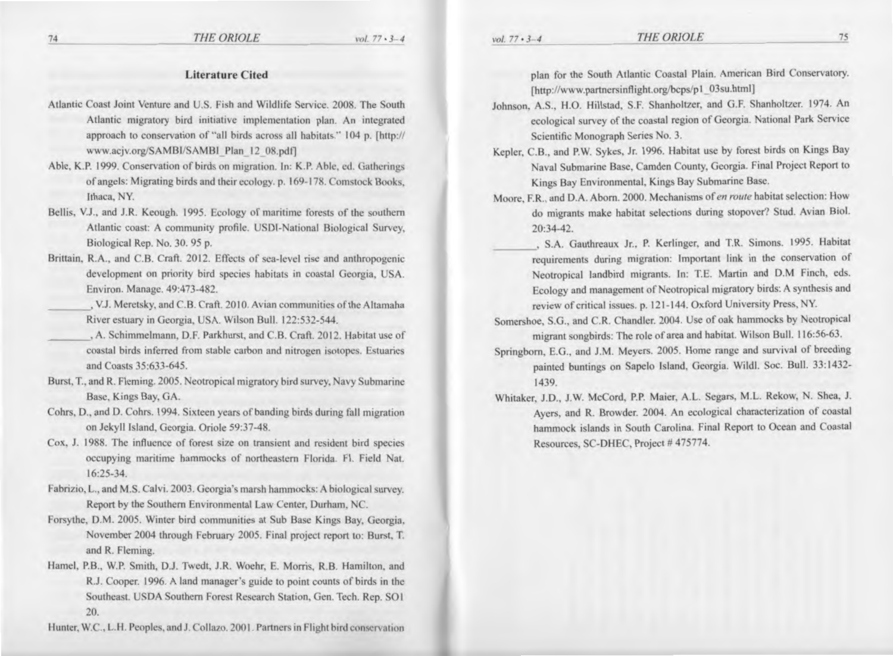## Literature Cited

Atlantic Coast Joint Venture and U.S. Fish and Wildlife Service. 2008. The South Atlantic migratory bird initiative implementation plan. An integrated approach to conservation of "all birds across all habitats." 104 p. [http://www.acjv.org/SAMBI/SAMBI_Plan_12_08.pdf]

Able, K.P. 1999. Conservation of birds on migration. In: K.P. Able, ed. Gatherings of angels: Migrating birds and their ecology. p. 169-178. Comstock Books, Ithaca, NY.

Bellis, V.J., and J.R. Keough. 1995. Ecology of maritime forests of the southern Atlantic coast: A community profile. USDI-National Biological Survey, Biological Rep. No. 30. 95 p.

Brittain, R.A., and C.B. Craft. 2012. Effects of sea-level rise and anthropogenic development on priority bird species habitats in coastal Georgia, USA. Environ. Manage. 49:473-482.

________, V.J. Meretsky, and C.B. Craft. 2010. Avian communities of the Altamaha River estuary in Georgia, USA. Wilson Bull. 122:532-544.

________, A. Schimmelmann, D.F. Parkhurst, and C.B. Craft. 2012. Habitat use of coastal birds inferred from stable carbon and nitrogen isotopes. Estuaries and Coasts 35:633-645.

Burst, T., and R. Fleming. 2005. Neotropical migratory bird survey, Navy Submarine Base, Kings Bay, GA.

Cohrs, D., and D. Cohrs. 1994. Sixteen years of banding birds during fall migration on Jekyll Island, Georgia. Oriole 59:37-48.

Cox, J. 1988. The influence of forest size on transient and resident bird species occupying maritime hammocks of northeastern Florida. Fl. Field Nat. 16:25-34.

Fabrizio, L., and M.S. Calvi. 2003. Georgia's marsh hammocks: A biological survey. Report by the Southern Environmental Law Center, Durham, NC.

Forsythe, D.M. 2005. Winter bird communities at Sub Base Kings Bay, Georgia, November 2004 through February 2005. Final project report to: Burst, T. and R. Fleming.

Hamel, P.B., W.P. Smith, D.J. Twedt, J.R. Woehr, E. Morris, R.B. Hamilton, and R.J. Cooper. 1996. A land manager's guide to point counts of birds in the Southeast. USDA Southern Forest Research Station, Gen. Tech. Rep. SO1 20.

Hunter, W.C., L.H. Peoples, and J. Collazo. 2001. Partners in Flight bird conservation plan for the South Atlantic Coastal Plain. American Bird Conservatory. [http://www.partnersinflight.org/bcps/p1_03su.html]

Johnson, A.S., H.O. Hillstad, S.F. Shanholtzer, and G.F. Shanholtzer. 1974. An ecological survey of the coastal region of Georgia. National Park Service Scientific Monograph Series No. 3.

Kepler, C.B., and P.W. Sykes, Jr. 1996. Habitat use by forest birds on Kings Bay Naval Submarine Base, Camden County, Georgia. Final Project Report to Kings Bay Environmental, Kings Bay Submarine Base.

Moore, F.R., and D.A. Aborn. 2000. Mechanisms of *en route* habitat selection: How do migrants make habitat selections during stopover? Stud. Avian Biol. 20:34-42.

________, S.A. Gauthreaux Jr., P. Kerlinger, and T.R. Simons. 1995. Habitat requirements during migration: Important link in the conservation of Neotropical landbird migrants. In: T.E. Martin and D.M Finch, eds. Ecology and management of Neotropical migratory birds: A synthesis and review of critical issues. p. 121-144. Oxford University Press, NY.

Somershoe, S.G., and C.R. Chandler. 2004. Use of oak hammocks by Neotropical migrant songbirds: The role of area and habitat. Wilson Bull. 116:56-63.

Springborn, E.G., and J.M. Meyers. 2005. Home range and survival of breeding painted buntings on Sapelo Island, Georgia. Wildl. Soc. Bull. 33:1432-1439.

Whitaker, J.D., J.W. McCord, P.P. Maier, A.L. Segars, M.L. Rekow, N. Shea, J. Ayers, and R. Browder. 2004. An ecological characterization of coastal hammock islands in South Carolina. Final Report to Ocean and Coastal Resources, SC-DHEC, Project # 475774.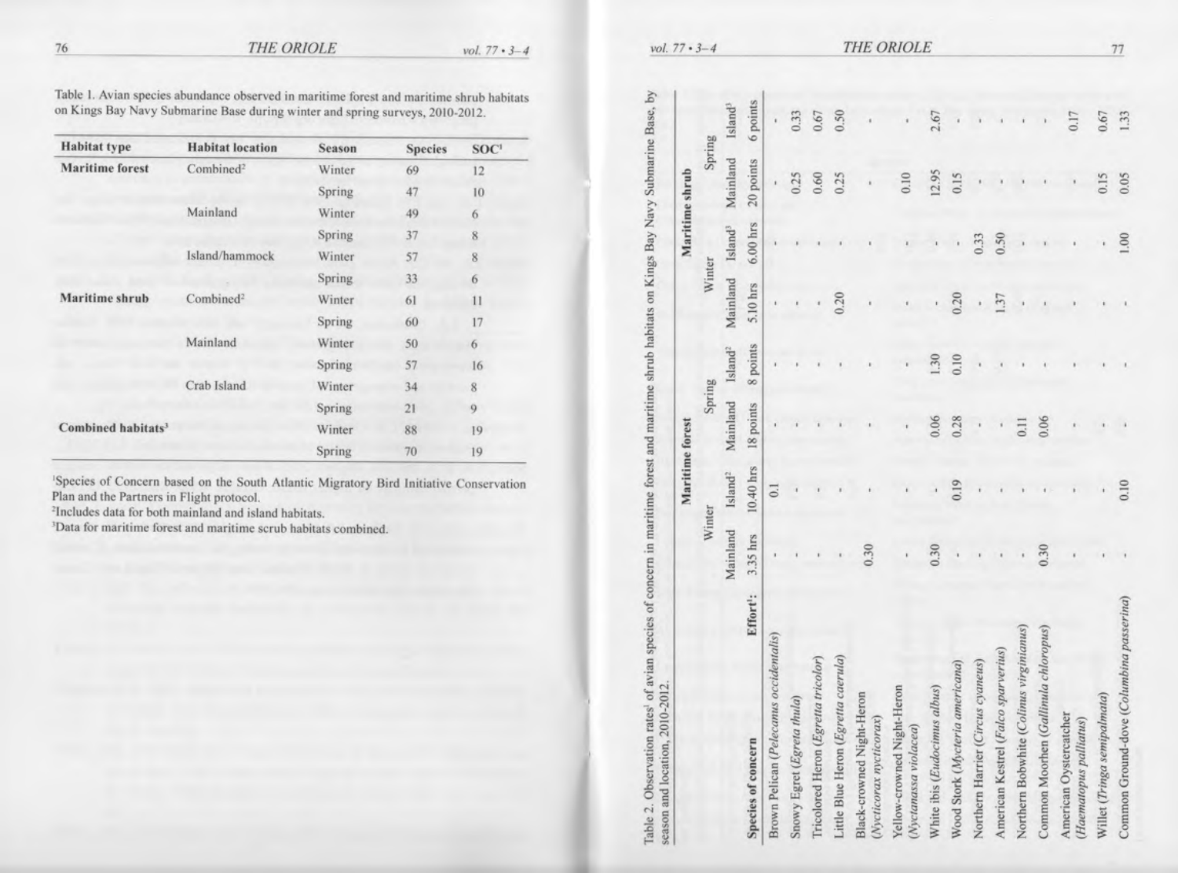Table 1. Avian species abundance observed in maritime forest and maritime shrub habitats on Kings Bay Navy Submarine Base during winter and spring surveys, 2010-2012.

| Habitat type | Habitat location | Season | Species | SOC[1] |
|---|---|---|---|---|
| **Maritime forest** | Combined[2] | Winter | 69 | 12 |
| | | Spring | 47 | 10 |
| | Mainland | Winter | 49 | 6 |
| | | Spring | 37 | 8 |
| | Island/hammock | Winter | 57 | 8 |
| | | Spring | 33 | 6 |
| **Maritime shrub** | Combined[2] | Winter | 61 | 11 |
| | | Spring | 60 | 17 |
| | Mainland | Winter | 50 | 6 |
| | | Spring | 57 | 16 |
| | Crab Island | Winter | 34 | 8 |
| | | Spring | 21 | 9 |
| **Combined habitats**[3] | | Winter | 88 | 19 |
| | | Spring | 70 | 19 |

[1]Species of Concern based on the South Atlantic Migratory Bird Initiative Conservation Plan and the Partners in Flight protocol.
[2]Includes data for both mainland and island habitats.
[3]Data for maritime forest and maritime scrub habitats combined.

Table 2. Observation rates[1] of avian species of concern in maritime forest and maritime shrub habitats on Kings Bay Navy Submarine Base, by season and location, 2010-2012.

| | Maritime forest | | | | Maritime shrub | | | |
|---|---|---|---|---|---|---|---|---|
| | Winter | | Spring | | Winter | | Spring | |
| | Mainland | Island[2] | Mainland | Island[2] | Mainland | Island[3] | Mainland | Island[3] |
| **Species of concern** Effort[4]: | 3.35 hrs | 10.40 hrs | 18 points | 8 points | 5.10 hrs | 6.00 hrs | 20 points | 6 points |
| Brown Pelican (*Pelecanus occidentalis*) | - | 0.1 | - | - | - | - | - | - |
| Snowy Egret (*Egretta thula*) | - | - | - | - | - | - | 0.25 | 0.33 |
| Tricolored Heron (*Egretta tricolor*) | - | - | - | - | - | - | 0.60 | 0.67 |
| Little Blue Heron (*Egretta caerula*) | - | - | - | - | 0.20 | - | 0.25 | 0.50 |
| Black-crowned Night-Heron (*Nycticorax nycticorax*) | 0.30 | - | - | - | - | - | - | - |
| Yellow-crowned Night-Heron (*Nyctanassa violacea*) | - | - | - | - | - | - | 0.10 | - |
| White ibis (*Eudocimus albus*) | 0.30 | - | 0.06 | 1.30 | - | - | 12.95 | 2.67 |
| Wood Stork (*Mycteria americana*) | - | 0.19 | 0.28 | 0.10 | 0.20 | - | 0.15 | - |
| Northern Harrier (*Circus cyaneus*) | - | - | - | - | - | 0.33 | - | - |
| American Kestrel (*Falco sparverius*) | - | - | - | - | 1.37 | 0.50 | - | - |
| Northern Bobwhite (*Colinus virginianus*) | - | - | 0.11 | - | - | - | - | - |
| Common Moorhen (*Gallinula chloropus*) | 0.30 | - | 0.06 | - | - | - | - | - |
| American Oystercatcher (*Haematopus palliatus*) | - | - | - | - | - | - | - | 0.17 |
| Willet (*Tringa semipalmata*) | - | - | - | - | - | - | 0.15 | 0.67 |
| Common Ground-dove (*Columbina passerina*) | - | 0.10 | - | - | - | 1.00 | 0.05 | 1.33 |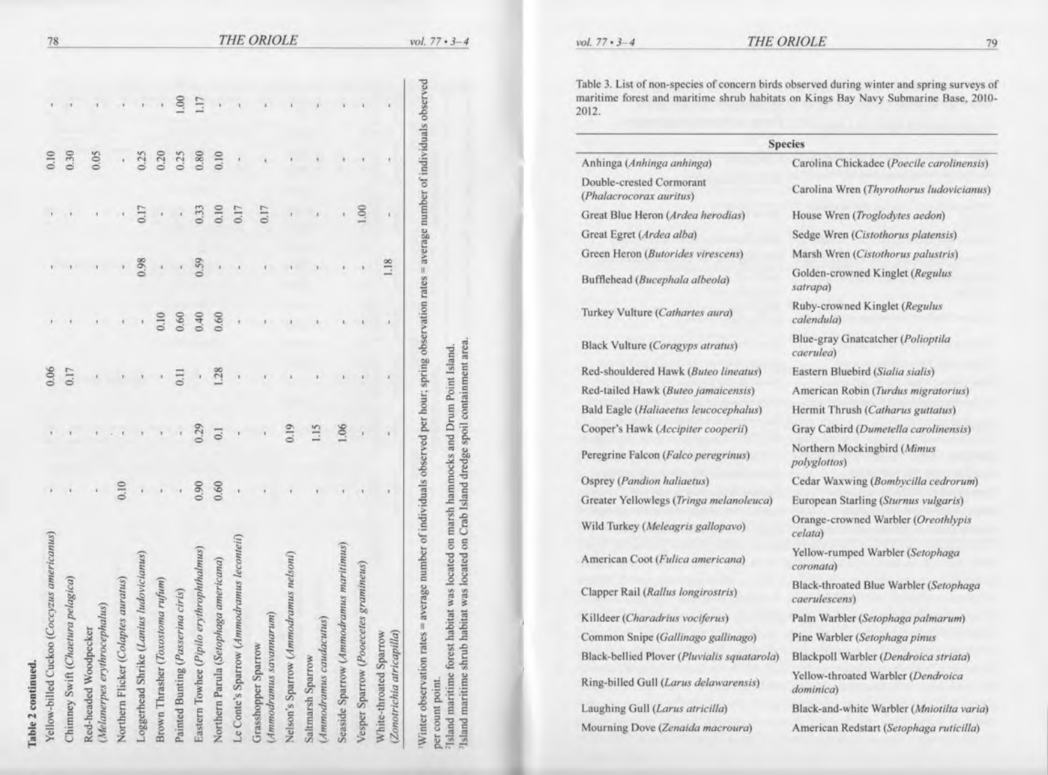**Table 2 continued.**

| Species | | | | | | | | |
|---|---|---|---|---|---|---|---|---|
| Yellow-billed Cuckoo (*Coccyzus americanus*) | - | - | 0.06 | - | - | - | 0.10 | - |
| Chimney Swift (*Chaetura pelagica*) | - | - | 0.17 | - | - | - | 0.30 | - |
| Red-headed Woodpecker (*Melanerpes erythrocephalus*) | - | - | - | - | - | - | 0.05 | - |
| Northern Flicker (*Colaptes auratus*) | 0.10 | - | - | - | - | - | - | - |
| Loggerhead Shrike (*Lanius ludovicianus*) | - | - | - | - | 0.98 | 0.17 | 0.25 | - |
| Brown Thrasher (*Toxostoma rufum*) | - | - | - | 0.10 | - | - | 0.20 | - |
| Painted Bunting (*Passerina ciris*) | - | - | 0.11 | 0.60 | - | - | 0.25 | 1.00 |
| Eastern Towhee (*Pipilo erythrophthalmus*) | 0.90 | 0.29 | - | 0.40 | 0.59 | 0.33 | 0.80 | 1.17 |
| Northern Parula (*Setophaga americana*) | 0.60 | 0.1 | 1.28 | 0.60 | - | 0.10 | 0.10 | - |
| Le Conte's Sparrow (*Ammodramus leconteii*) | - | - | - | - | - | 0.17 | - | - |
| Grasshopper Sparrow (*Ammodramus savannarum*) | - | - | - | - | - | 0.17 | - | - |
| Nelson's Sparrow (*Ammodramus nelsoni*) | - | 0.19 | - | - | - | - | - | - |
| Saltmarsh Sparrow (*Ammodramus caudacutus*) | - | 1.15 | - | - | - | - | - | - |
| Seaside Sparrow (*Ammodramus maritimus*) | - | 1.06 | - | - | - | - | - | - |
| Vesper Sparrow (*Pooecetes gramineus*) | - | - | - | - | - | 1.00 | - | - |
| White-throated Sparrow (*Zonotrichia atricapilla*) | - | - | - | - | 1.18 | - | - | - |

[1]Winter observation rates = average number of individuals observed per hour; spring observation rates = average number of individuals observed per count point.
[2]Island maritime forest habitat was located on marsh hammocks and Drum Point Island.
[3]Island maritime shrub habitat was located on Crab Island dredge spoil containment area.

Table 3. List of non-species of concern birds observed during winter and spring surveys of maritime forest and maritime shrub habitats on Kings Bay Navy Submarine Base, 2010-2012.

| Species | |
|---|---|
| Anhinga (*Anhinga anhinga*) | Carolina Chickadee (*Poecile carolinensis*) |
| Double-crested Cormorant (*Phalacrocorax auritus*) | Carolina Wren (*Thyrothorus ludovicianus*) |
| Great Blue Heron (*Ardea herodias*) | House Wren (*Troglodytes aedon*) |
| Great Egret (*Ardea alba*) | Sedge Wren (*Cistothorus platensis*) |
| Green Heron (*Butorides virescens*) | Marsh Wren (*Cistothorus palustris*) |
| Bufflehead (*Bucephala albeola*) | Golden-crowned Kinglet (*Regulus satrapa*) |
| Turkey Vulture (*Cathartes aura*) | Ruby-crowned Kinglet (*Regulus calendula*) |
| Black Vulture (*Coragyps atratus*) | Blue-gray Gnatcatcher (*Polioptila caerulea*) |
| Red-shouldered Hawk (*Buteo lineatus*) | Eastern Bluebird (*Sialia sialis*) |
| Red-tailed Hawk (*Buteo jamaicensis*) | American Robin (*Turdus migratorius*) |
| Bald Eagle (*Haliaeetus leucocephalus*) | Hermit Thrush (*Catharus guttatus*) |
| Cooper's Hawk (*Accipiter cooperii*) | Gray Catbird (*Dumetella carolinensis*) |
| Peregrine Falcon (*Falco peregrinus*) | Northern Mockingbird (*Mimus polyglottos*) |
| Osprey (*Pandion haliaetus*) | Cedar Waxwing (*Bombycilla cedrorum*) |
| Greater Yellowlegs (*Tringa melanoleuca*) | European Starling (*Sturnus vulgaris*) |
| Wild Turkey (*Meleagris gallopavo*) | Orange-crowned Warbler (*Oreothlypis celata*) |
| American Coot (*Fulica americana*) | Yellow-rumped Warbler (*Setophaga coronata*) |
| Clapper Rail (*Rallus longirostris*) | Black-throated Blue Warbler (*Setophaga caerulescens*) |
| Killdeer (*Charadrius vociferus*) | Palm Warbler (*Setophaga palmarum*) |
| Common Snipe (*Gallinago gallinago*) | Pine Warbler (*Setophaga pinus*) |
| Black-bellied Plover (*Pluvialis squatarola*) | Blackpoll Warbler (*Dendroica striata*) |
| Ring-billed Gull (*Larus delawarensis*) | Yellow-throated Warbler (*Dendroica dominica*) |
| Laughing Gull (*Larus atricilla*) | Black-and-white Warbler (*Mniotilta varia*) |
| Mourning Dove (*Zenaida macroura*) | American Redstart (*Setophaga ruticilla*) |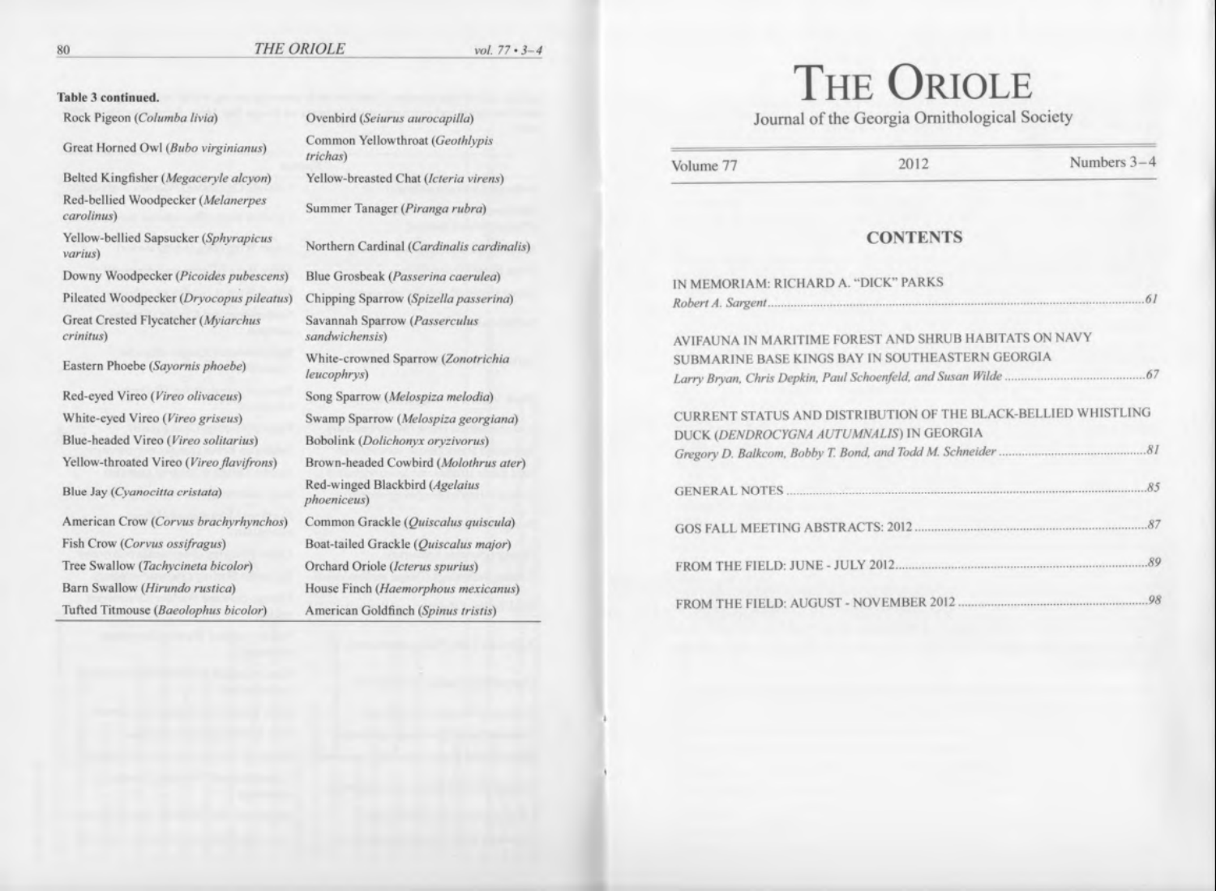**Table 3 continued.**

| | |
|---|---|
| Rock Pigeon (*Columba livia*) | Ovenbird (*Seiurus aurocapilla*) |
| Great Horned Owl (*Bubo virginianus*) | Common Yellowthroat (*Geothlypis trichas*) |
| Belted Kingfisher (*Megaceryle alcyon*) | Yellow-breasted Chat (*Icteria virens*) |
| Red-bellied Woodpecker (*Melanerpes carolinus*) | Summer Tanager (*Piranga rubra*) |
| Yellow-bellied Sapsucker (*Sphyrapicus varius*) | Northern Cardinal (*Cardinalis cardinalis*) |
| Downy Woodpecker (*Picoides pubescens*) | Blue Grosbeak (*Passerina caerulea*) |
| Pileated Woodpecker (*Dryocopus pileatus*) | Chipping Sparrow (*Spizella passerina*) |
| Great Crested Flycatcher (*Myiarchus crinitus*) | Savannah Sparrow (*Passerculus sandwichensis*) |
| Eastern Phoebe (*Sayornis phoebe*) | White-crowned Sparrow (*Zonotrichia leucophrys*) |
| Red-eyed Vireo (*Vireo olivaceus*) | Song Sparrow (*Melospiza melodia*) |
| White-eyed Vireo (*Vireo griseus*) | Swamp Sparrow (*Melospiza georgiana*) |
| Blue-headed Vireo (*Vireo solitarius*) | Bobolink (*Dolichonyx oryzivorus*) |
| Yellow-throated Vireo (*Vireo flavifrons*) | Brown-headed Cowbird (*Molothrus ater*) |
| Blue Jay (*Cyanocitta cristata*) | Red-winged Blackbird (*Agelaius phoeniceus*) |
| American Crow (*Corvus brachyrhynchos*) | Common Grackle (*Quiscalus quiscula*) |
| Fish Crow (*Corvus ossifragus*) | Boat-tailed Grackle (*Quiscalus major*) |
| Tree Swallow (*Tachycineta bicolor*) | Orchard Oriole (*Icterus spurius*) |
| Barn Swallow (*Hirundo rustica*) | House Finch (*Haemorphous mexicanus*) |
| Tufted Titmouse (*Baeolophus bicolor*) | American Goldfinch (*Spinus tristis*) |

# THE ORIOLE

Journal of the Georgia Ornithological Society

Volume 77 — 2012 — Numbers 3–4

## CONTENTS

IN MEMORIAM: RICHARD A. "DICK" PARKS
*Robert A. Sargent* ..... 61

AVIFAUNA IN MARITIME FOREST AND SHRUB HABITATS ON NAVY SUBMARINE BASE KINGS BAY IN SOUTHEASTERN GEORGIA
*Larry Bryan, Chris Depkin, Paul Schoenfeld, and Susan Wilde* ..... 67

CURRENT STATUS AND DISTRIBUTION OF THE BLACK-BELLIED WHISTLING DUCK (*DENDROCYGNA AUTUMNALIS*) IN GEORGIA
*Gregory D. Balkcom, Bobby T. Bond, and Todd M. Schneider* ..... 81

GENERAL NOTES ..... 85

GOS FALL MEETING ABSTRACTS: 2012 ..... 87

FROM THE FIELD: JUNE - JULY 2012 ..... 89

FROM THE FIELD: AUGUST - NOVEMBER 2012 ..... 98